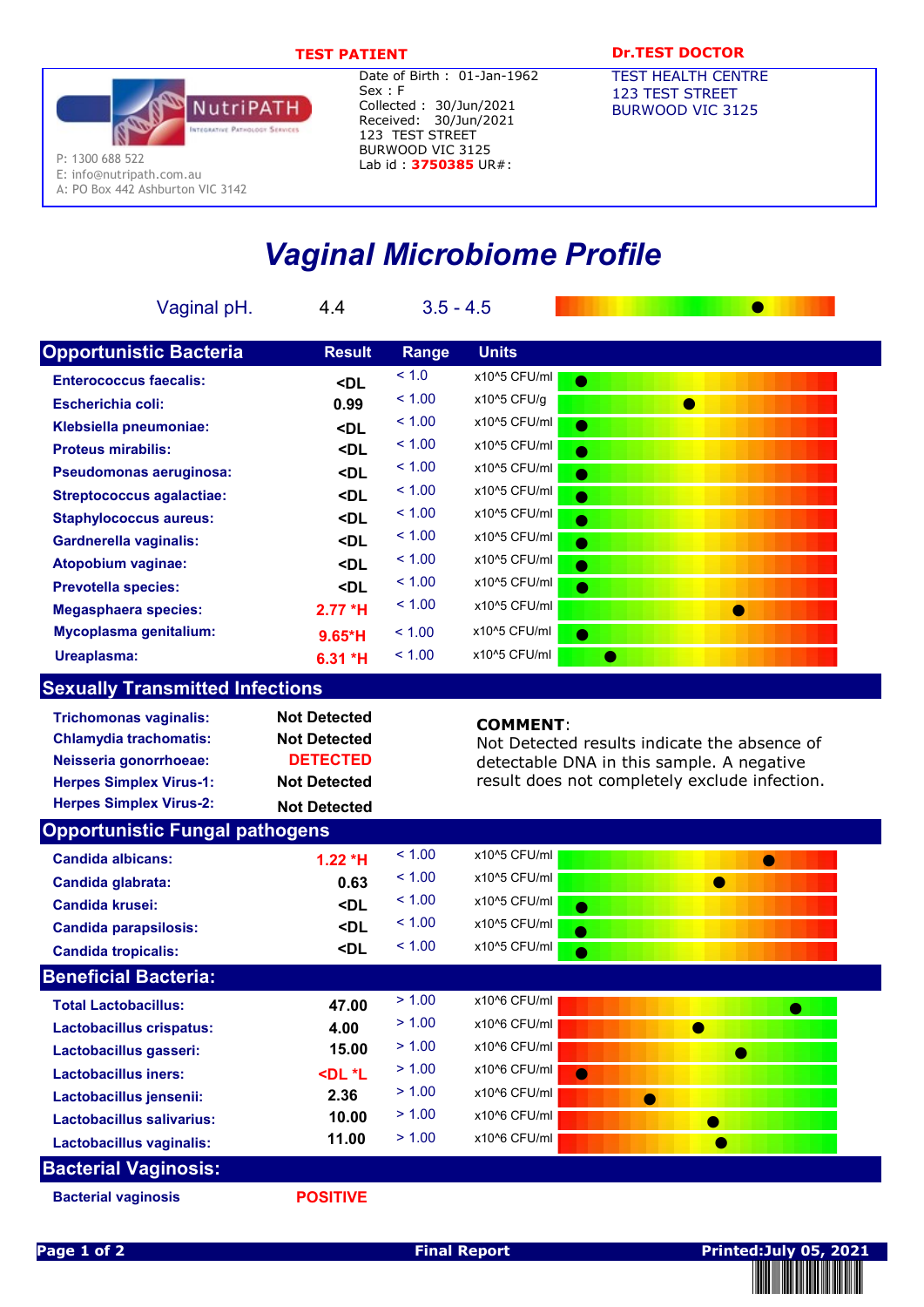**TEST PATIENT**

**Dr.TEST DOCTOR**

NutriPATH
Integrative Pathology Services

P: 1300 688 522
E: info@nutripath.com.au
A: PO Box 442 Ashburton VIC 3142

Date of Birth : 01-Jan-1962
Sex : F
Collected : 30/Jun/2021
Received: 30/Jun/2021
123 TEST STREET
BURWOOD VIC 3125
Lab id : **3750385** UR#:

TEST HEALTH CENTRE
123 TEST STREET
BURWOOD VIC 3125

# *Vaginal Microbiome Profile*

| Vaginal pH. | 4.4 | 3.5 - 4.5 |
|---|---|---|

## Opportunistic Bacteria

| Opportunistic Bacteria | Result | Range | Units |
|---|---|---|---|
| Enterococcus faecalis: | <DL | < 1.0 | x10^5 CFU/ml |
| Escherichia coli: | 0.99 | < 1.00 | x10^5 CFU/g |
| Klebsiella pneumoniae: | <DL | < 1.00 | x10^5 CFU/ml |
| Proteus mirabilis: | <DL | < 1.00 | x10^5 CFU/ml |
| Pseudomonas aeruginosa: | <DL | < 1.00 | x10^5 CFU/ml |
| Streptococcus agalactiae: | <DL | < 1.00 | x10^5 CFU/ml |
| Staphylococcus aureus: | <DL | < 1.00 | x10^5 CFU/ml |
| Gardnerella vaginalis: | <DL | < 1.00 | x10^5 CFU/ml |
| Atopobium vaginae: | <DL | < 1.00 | x10^5 CFU/ml |
| Prevotella species: | <DL | < 1.00 | x10^5 CFU/ml |
| Megasphaera species: | 2.77 *H | < 1.00 | x10^5 CFU/ml |
| Mycoplasma genitalium: | 9.65*H | < 1.00 | x10^5 CFU/ml |
| Ureaplasma: | 6.31 *H | < 1.00 | x10^5 CFU/ml |

## Sexually Transmitted Infections

| Test | Result |
|---|---|
| Trichomonas vaginalis: | Not Detected |
| Chlamydia trachomatis: | Not Detected |
| Neisseria gonorrhoeae: | DETECTED |
| Herpes Simplex Virus-1: | Not Detected |
| Herpes Simplex Virus-2: | Not Detected |

**COMMENT**:
Not Detected results indicate the absence of detectable DNA in this sample. A negative result does not completely exclude infection.

## Opportunistic Fungal pathogens

| Opportunistic Fungal pathogens | Result | Range | Units |
|---|---|---|---|
| Candida albicans: | 1.22 *H | < 1.00 | x10^5 CFU/ml |
| Candida glabrata: | 0.63 | < 1.00 | x10^5 CFU/ml |
| Candida krusei: | <DL | < 1.00 | x10^5 CFU/ml |
| Candida parapsilosis: | <DL | < 1.00 | x10^5 CFU/ml |
| Candida tropicalis: | <DL | < 1.00 | x10^5 CFU/ml |

## Beneficial Bacteria:

| Beneficial Bacteria | Result | Range | Units |
|---|---|---|---|
| Total Lactobacillus: | 47.00 | > 1.00 | x10^6 CFU/ml |
| Lactobacillus crispatus: | 4.00 | > 1.00 | x10^6 CFU/ml |
| Lactobacillus gasseri: | 15.00 | > 1.00 | x10^6 CFU/ml |
| Lactobacillus iners: | <DL *L | > 1.00 | x10^6 CFU/ml |
| Lactobacillus jensenii: | 2.36 | > 1.00 | x10^6 CFU/ml |
| Lactobacillus salivarius: | 10.00 | > 1.00 | x10^6 CFU/ml |
| Lactobacillus vaginalis: | 11.00 | > 1.00 | x10^6 CFU/ml |

## Bacterial Vaginosis:

| Test | Result |
|---|---|
| Bacterial vaginosis | POSITIVE |

Final Report

Printed:July 05, 2021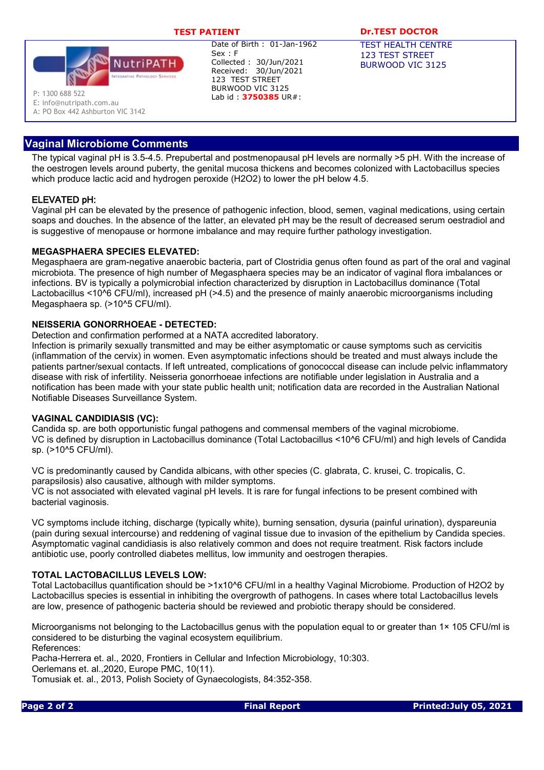**TEST PATIENT**

Date of Birth : 01-Jan-1962
Sex : F
Collected : 30/Jun/2021
Received: 30/Jun/2021
123 TEST STREET
BURWOOD VIC 3125
Lab id : **3750385** UR#:

**Dr.TEST DOCTOR**

TEST HEALTH CENTRE
123 TEST STREET
BURWOOD VIC 3125

NutriPATH
Integrative Pathology Services
P: 1300 688 522
E: info@nutripath.com.au
A: PO Box 442 Ashburton VIC 3142

## Vaginal Microbiome Comments

The typical vaginal pH is 3.5-4.5. Prepubertal and postmenopausal pH levels are normally >5 pH. With the increase of the oestrogen levels around puberty, the genital mucosa thickens and becomes colonized with Lactobacillus species which produce lactic acid and hydrogen peroxide ($H_2O_2$) to lower the pH below 4.5.

**ELEVATED pH:**
Vaginal pH can be elevated by the presence of pathogenic infection, blood, semen, vaginal medications, using certain soaps and douches. In the absence of the latter, an elevated pH may be the result of decreased serum oestradiol and is suggestive of menopause or hormone imbalance and may require further pathology investigation.

**MEGASPHAERA SPECIES ELEVATED:**
Megasphaera are gram-negative anaerobic bacteria, part of Clostridia genus often found as part of the oral and vaginal microbiota. The presence of high number of Megasphaera species may be an indicator of vaginal flora imbalances or infections. BV is typically a polymicrobial infection characterized by disruption in Lactobacillus dominance (Total Lactobacillus <10^6 CFU/ml), increased pH (>4.5) and the presence of mainly anaerobic microorganisms including Megasphaera sp. (>10^5 CFU/ml).

**NEISSERIA GONORRHOEAE - DETECTED:**
Detection and confirmation performed at a NATA accredited laboratory.
Infection is primarily sexually transmitted and may be either asymptomatic or cause symptoms such as cervicitis (inflammation of the cervix) in women. Even asymptomatic infections should be treated and must always include the patients partner/sexual contacts. If left untreated, complications of gonococcal disease can include pelvic inflammatory disease with risk of infertility. Neisseria gonorrhoeae infections are notifiable under legislation in Australia and a notification has been made with your state public health unit; notification data are recorded in the Australian National Notifiable Diseases Surveillance System.

**VAGINAL CANDIDIASIS (VC):**
Candida sp. are both opportunistic fungal pathogens and commensal members of the vaginal microbiome.
VC is defined by disruption in Lactobacillus dominance (Total Lactobacillus <10^6 CFU/ml) and high levels of Candida sp. (>10^5 CFU/ml).

VC is predominantly caused by Candida albicans, with other species (C. glabrata, C. krusei, C. tropicalis, C. parapsilosis) also causative, although with milder symptoms.
VC is not associated with elevated vaginal pH levels. It is rare for fungal infections to be present combined with bacterial vaginosis.

VC symptoms include itching, discharge (typically white), burning sensation, dysuria (painful urination), dyspareunia (pain during sexual intercourse) and reddening of vaginal tissue due to invasion of the epithelium by Candida species. Asymptomatic vaginal candidiasis is also relatively common and does not require treatment. Risk factors include antibiotic use, poorly controlled diabetes mellitus, low immunity and oestrogen therapies.

**TOTAL LACTOBACILLUS LEVELS LOW:**
Total Lactobacillus quantification should be >1x10^6 CFU/ml in a healthy Vaginal Microbiome. Production of $H_2O_2$ by Lactobacillus species is essential in inhibiting the overgrowth of pathogens. In cases where total Lactobacillus levels are low, presence of pathogenic bacteria should be reviewed and probiotic therapy should be considered.

Microorganisms not belonging to the Lactobacillus genus with the population equal to or greater than 1× 105 CFU/ml is considered to be disturbing the vaginal ecosystem equilibrium.
References:
Pacha-Herrera et. al., 2020, Frontiers in Cellular and Infection Microbiology, 10:303.
Oerlemans et. al.,2020, Europe PMC, 10(11).
Tomusiak et. al., 2013, Polish Society of Gynaecologists, 84:352-358.

**Final Report** **Printed:July 05, 2021**